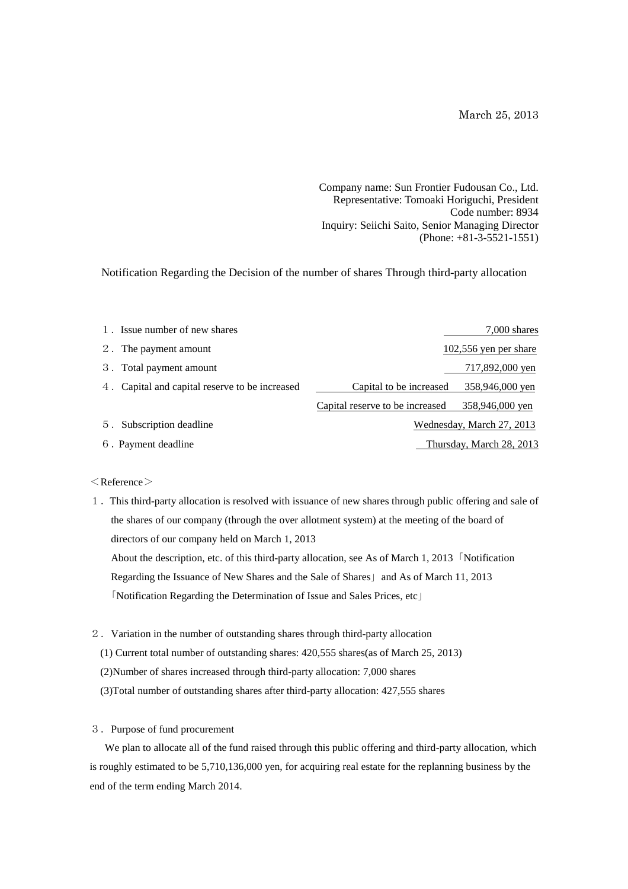March 25, 2013

Company name: Sun Frontier Fudousan Co., Ltd.
Representative: Tomoaki Horiguchi, President
Code number: 8934
Inquiry: Seiichi Saito, Senior Managing Director
(Phone: +81-3-5521-1551)

## Notification Regarding the Decision of the number of shares Through third-party allocation

| | | |
|---|---|---|
| １. Issue number of new shares | | 7,000 shares |
| ２. The payment amount | | 102,556 yen per share |
| ３. Total payment amount | | 717,892,000 yen |
| ４. Capital and capital reserve to be increased | Capital to be increased | 358,946,000 yen |
| | Capital reserve to be increased | 358,946,000 yen |
| ５. Subscription deadline | | Wednesday, March 27, 2013 |
| ６. Payment deadline | | Thursday, March 28, 2013 |

＜Reference＞

１. This third-party allocation is resolved with issuance of new shares through public offering and sale of the shares of our company (through the over allotment system) at the meeting of the board of directors of our company held on March 1, 2013

About the description, etc. of this third-party allocation, see As of March 1, 2013「Notification Regarding the Issuance of New Shares and the Sale of Shares」 and As of March 11, 2013「Notification Regarding the Determination of Issue and Sales Prices, etc」

２. Variation in the number of outstanding shares through third-party allocation

(1) Current total number of outstanding shares: 420,555 shares(as of March 25, 2013)

(2)Number of shares increased through third-party allocation: 7,000 shares

(3)Total number of outstanding shares after third-party allocation: 427,555 shares

３. Purpose of fund procurement

We plan to allocate all of the fund raised through this public offering and third-party allocation, which is roughly estimated to be 5,710,136,000 yen, for acquiring real estate for the replanning business by the end of the term ending March 2014.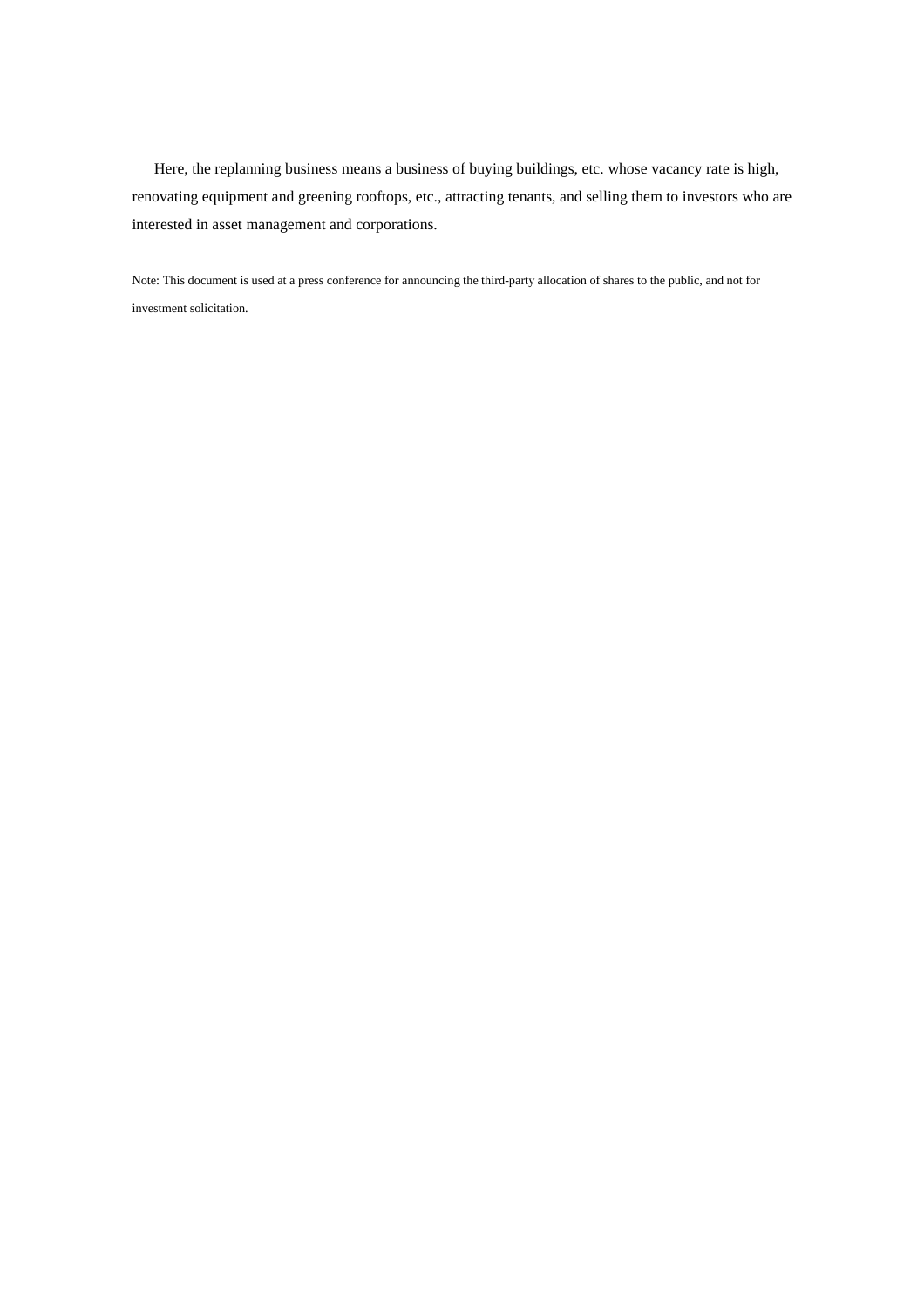Here, the replanning business means a business of buying buildings, etc. whose vacancy rate is high, renovating equipment and greening rooftops, etc., attracting tenants, and selling them to investors who are interested in asset management and corporations.

Note: This document is used at a press conference for announcing the third-party allocation of shares to the public, and not for investment solicitation.